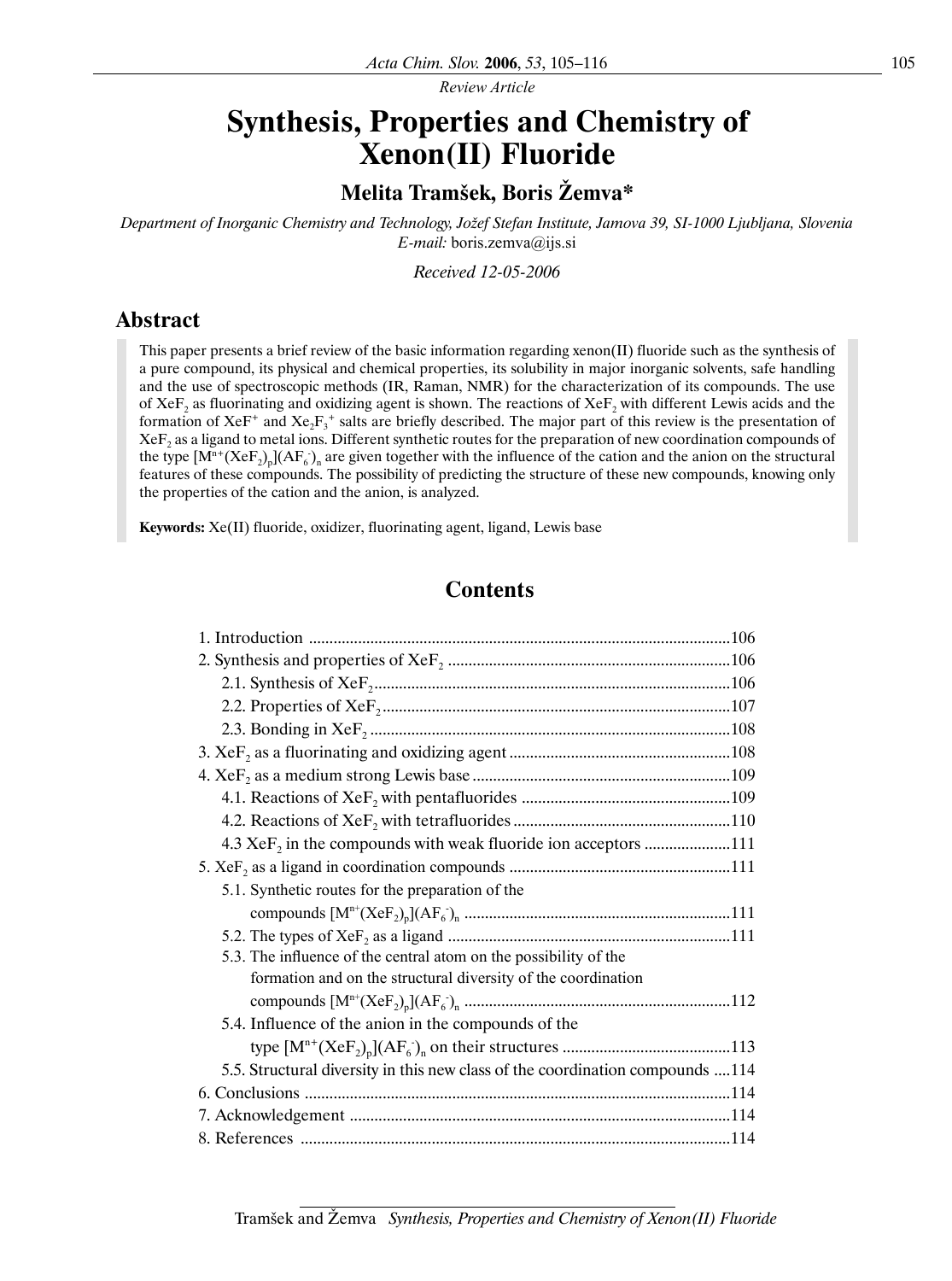*Review Article*

# Synthesis, Properties and Chemistry of Xenon(II) Fluoride

**Melita Tramšek, Boris Žemva***

*Department of Inorganic Chemistry and Technology, Jožef Stefan Institute, Jamova 39, SI-1000 Ljubljana, Slovenia*
*E-mail:* boris.zemva@ijs.si

*Received 12-05-2006*

## Abstract

This paper presents a brief review of the basic information regarding xenon(II) fluoride such as the synthesis of a pure compound, its physical and chemical properties, its solubility in major inorganic solvents, safe handling and the use of spectroscopic methods (IR, Raman, NMR) for the characterization of its compounds. The use of $XeF_2$ as fluorinating and oxidizing agent is shown. The reactions of $XeF_2$ with different Lewis acids and the formation of $XeF^+$ and $Xe_2F_3^+$ salts are briefly described. The major part of this review is the presentation of $XeF_2$ as a ligand to metal ions. Different synthetic routes for the preparation of new coordination compounds of the type $[M^{n+}(XeF_2)_p](AF_6^-)_n$ are given together with the influence of the cation and the anion on the structural features of these compounds. The possibility of predicting the structure of these new compounds, knowing only the properties of the cation and the anion, is analyzed.

**Keywords:** Xe(II) fluoride, oxidizer, fluorinating agent, ligand, Lewis base

## Contents

1. Introduction ....................106
2. Synthesis and properties of $XeF_2$ ....................106
   - 2.1. Synthesis of $XeF_2$ ....................106
   - 2.2. Properties of $XeF_2$ ....................107
   - 2.3. Bonding in $XeF_2$ ....................108
3. $XeF_2$ as a fluorinating and oxidizing agent ....................108
4. $XeF_2$ as a medium strong Lewis base ....................109
   - 4.1. Reactions of $XeF_2$ with pentafluorides ....................109
   - 4.2. Reactions of $XeF_2$ with tetrafluorides ....................110
   - 4.3 $XeF_2$ in the compounds with weak fluoride ion acceptors ....................111
5. $XeF_2$ as a ligand in coordination compounds ....................111
   - 5.1. Synthetic routes for the preparation of the compounds $[M^{n+}(XeF_2)_p](AF_6^-)_n$ ....................111
   - 5.2. The types of $XeF_2$ as a ligand ....................111
   - 5.3. The influence of the central atom on the possibility of the formation and on the structural diversity of the coordination compounds $[M^{n+}(XeF_2)_p](AF_6^-)_n$ ....................112
   - 5.4. Influence of the anion in the compounds of the type $[M^{n+}(XeF_2)_p](AF_6^-)_n$ on their structures ....................113
   - 5.5. Structural diversity in this new class of the coordination compounds ....114
6. Conclusions ....................114
7. Acknowledgement ....................114
8. References ....................114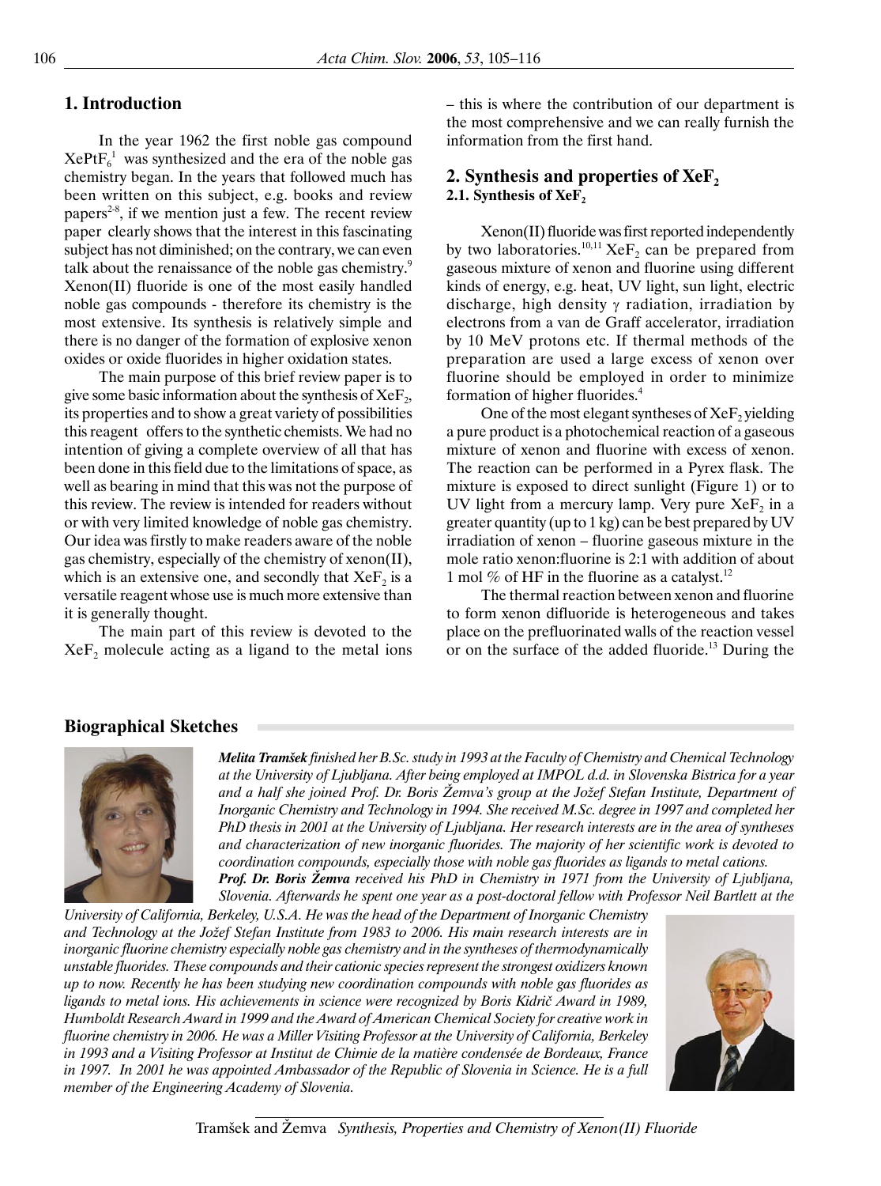## 1. Introduction

In the year 1962 the first noble gas compound $XePtF_6$[1] was synthesized and the era of the noble gas chemistry began. In the years that followed much has been written on this subject, e.g. books and review papers[2-8], if we mention just a few. The recent review paper clearly shows that the interest in this fascinating subject has not diminished; on the contrary, we can even talk about the renaissance of the noble gas chemistry.[9] Xenon(II) fluoride is one of the most easily handled noble gas compounds - therefore its chemistry is the most extensive. Its synthesis is relatively simple and there is no danger of the formation of explosive xenon oxides or oxide fluorides in higher oxidation states.

The main purpose of this brief review paper is to give some basic information about the synthesis of $XeF_2$, its properties and to show a great variety of possibilities this reagent offers to the synthetic chemists. We had no intention of giving a complete overview of all that has been done in this field due to the limitations of space, as well as bearing in mind that this was not the purpose of this review. The review is intended for readers without or with very limited knowledge of noble gas chemistry. Our idea was firstly to make readers aware of the noble gas chemistry, especially of the chemistry of xenon(II), which is an extensive one, and secondly that $XeF_2$ is a versatile reagent whose use is much more extensive than it is generally thought.

The main part of this review is devoted to the $XeF_2$ molecule acting as a ligand to the metal ions – this is where the contribution of our department is the most comprehensive and we can really furnish the information from the first hand.

## 2. Synthesis and properties of $XeF_2$

### 2.1. Synthesis of $XeF_2$

Xenon(II) fluoride was first reported independently by two laboratories.[10,11] $XeF_2$ can be prepared from gaseous mixture of xenon and fluorine using different kinds of energy, e.g. heat, UV light, sun light, electric discharge, high density $\gamma$ radiation, irradiation by electrons from a van de Graff accelerator, irradiation by 10 MeV protons etc. If thermal methods of the preparation are used a large excess of xenon over fluorine should be employed in order to minimize formation of higher fluorides.[4]

One of the most elegant syntheses of $XeF_2$ yielding a pure product is a photochemical reaction of a gaseous mixture of xenon and fluorine with excess of xenon. The reaction can be performed in a Pyrex flask. The mixture is exposed to direct sunlight (Figure 1) or to UV light from a mercury lamp. Very pure $XeF_2$ in a greater quantity (up to 1 kg) can be best prepared by UV irradiation of xenon – fluorine gaseous mixture in the mole ratio xenon:fluorine is 2:1 with addition of about 1 mol % of HF in the fluorine as a catalyst.[12]

The thermal reaction between xenon and fluorine to form xenon difluoride is heterogeneous and takes place on the prefluorinated walls of the reaction vessel or on the surface of the added fluoride.[13] During the

## Biographical Sketches

***Melita Tramšek*** *finished her B.Sc. study in 1993 at the Faculty of Chemistry and Chemical Technology at the University of Ljubljana. After being employed at IMPOL d.d. in Slovenska Bistrica for a year and a half she joined Prof. Dr. Boris Žemva's group at the Jožef Stefan Institute, Department of Inorganic Chemistry and Technology in 1994. She received M.Sc. degree in 1997 and completed her PhD thesis in 2001 at the University of Ljubljana. Her research interests are in the area of syntheses and characterization of new inorganic fluorides. The majority of her scientific work is devoted to coordination compounds, especially those with noble gas fluorides as ligands to metal cations.*

***Prof. Dr. Boris Žemva*** *received his PhD in Chemistry in 1971 from the University of Ljubljana, Slovenia. Afterwards he spent one year as a post-doctoral fellow with Professor Neil Bartlett at the University of California, Berkeley, U.S.A. He was the head of the Department of Inorganic Chemistry and Technology at the Jožef Stefan Institute from 1983 to 2006. His main research interests are in inorganic fluorine chemistry especially noble gas chemistry and in the syntheses of thermodynamically unstable fluorides. These compounds and their cationic species represent the strongest oxidizers known up to now. Recently he has been studying new coordination compounds with noble gas fluorides as ligands to metal ions. His achievements in science were recognized by Boris Kidrič Award in 1989, Humboldt Research Award in 1999 and the Award of American Chemical Society for creative work in fluorine chemistry in 2006. He was a Miller Visiting Professor at the University of California, Berkeley in 1993 and a Visiting Professor at Institut de Chimie de la matière condensée de Bordeaux, France in 1997. In 2001 he was appointed Ambassador of the Republic of Slovenia in Science. He is a full member of the Engineering Academy of Slovenia.*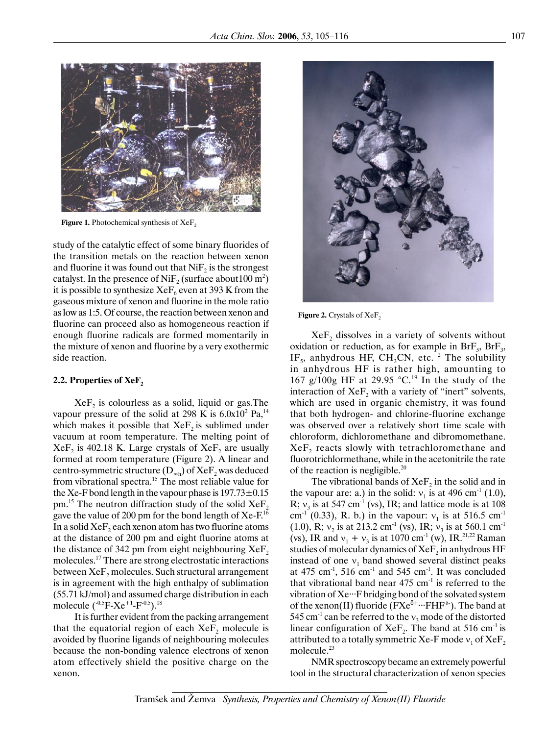**Figure 1.** Photochemical synthesis of $XeF_2$

study of the catalytic effect of some binary fluorides of the transition metals on the reaction between xenon and fluorine it was found out that $NiF_2$ is the strongest catalyst. In the presence of $NiF_2$ (surface about100 $m^2$) it is possible to synthesize $XeF_6$ even at 393 K from the gaseous mixture of xenon and fluorine in the mole ratio as low as 1:5. Of course, the reaction between xenon and fluorine can proceed also as homogeneous reaction if enough fluorine radicals are formed momentarily in the mixture of xenon and fluorine by a very exothermic side reaction.

### 2.2. Properties of $XeF_2$

$XeF_2$ is colourless as a solid, liquid or gas.The vapour pressure of the solid at 298 K is $6.0x10^2$ Pa,[14] which makes it possible that $XeF_2$ is sublimed under vacuum at room temperature. The melting point of $XeF_2$ is 402.18 K. Large crystals of $XeF_2$ are usually formed at room temperature (Figure 2). A linear and centro-symmetric structure ($D_{\infty h}$) of $XeF_2$ was deduced from vibrational spectra.[15] The most reliable value for the Xe-F bond length in the vapour phase is 197.73±0.15 pm.[15] The neutron diffraction study of the solid $XeF_2$ gave the value of 200 pm for the bond length of Xe-F.[16] In a solid $XeF_2$ each xenon atom has two fluorine atoms at the distance of 200 pm and eight fluorine atoms at the distance of 342 pm from eight neighbouring $XeF_2$ molecules.[17] There are strong electrostatic interactions between $XeF_2$ molecules. Such structural arrangement is in agreement with the high enthalpy of sublimation (55.71 kJ/mol) and assumed charge distribution in each molecule ($^{-0.5}$F-Xe$^{+1}$-F$^{-0.5}$).[18]

It is further evident from the packing arrangement that the equatorial region of each $XeF_2$ molecule is avoided by fluorine ligands of neighbouring molecules because the non-bonding valence electrons of xenon atom effectively shield the positive charge on the xenon.

**Figure 2.** Crystals of $XeF_2$

$XeF_2$ dissolves in a variety of solvents without oxidation or reduction, as for example in $BrF_5$, $BrF_3$, $IF_5$, anhydrous HF, $CH_3CN$, etc. [2] The solubility in anhydrous HF is rather high, amounting to 167 g/100g HF at 29.95 °C.[19] In the study of the interaction of $XeF_2$ with a variety of "inert" solvents, which are used in organic chemistry, it was found that both hydrogen- and chlorine-fluorine exchange was observed over a relatively short time scale with chloroform, dichloromethane and dibromomethane. $XeF_2$ reacts slowly with tetrachloromethane and fluorotrichlormethane, while in the acetonitrile the rate of the reaction is negligible.[20]

The vibrational bands of $XeF_2$ in the solid and in the vapour are: a.) in the solid: $\nu_1$ is at 496 $cm^{-1}$ (1.0), R; $\nu_3$ is at 547 $cm^{-1}$ (vs), IR; and lattice mode is at 108 $cm^{-1}$ (0.33), R. b.) in the vapour: $\nu_1$ is at 516.5 $cm^{-1}$ (1.0), R; $\nu_2$ is at 213.2 $cm^{-1}$ (vs), IR; $\nu_3$ is at 560.1 $cm^{-1}$ (vs), IR and $\nu_1 + \nu_3$ is at 1070 $cm^{-1}$ (w), IR.[21,22] Raman studies of molecular dynamics of $XeF_2$ in anhydrous HF instead of one $\nu_1$ band showed several distinct peaks at 475 $cm^{-1}$, 516 $cm^{-1}$ and 545 $cm^{-1}$. It was concluded that vibrational band near 475 $cm^{-1}$ is referred to the vibration of Xe···F bridging bond of the solvated system of the xenon(II) fluoride ($FXe^{\delta+}\cdots FHF^{\delta-}$). The band at 545 $cm^{-1}$ can be referred to the $\nu_3$ mode of the distorted linear configuration of $XeF_2$. The band at 516 $cm^{-1}$ is attributed to a totally symmetric Xe-F mode $\nu_1$ of $XeF_2$ molecule.[23]

NMR spectroscopy became an extremely powerful tool in the structural characterization of xenon species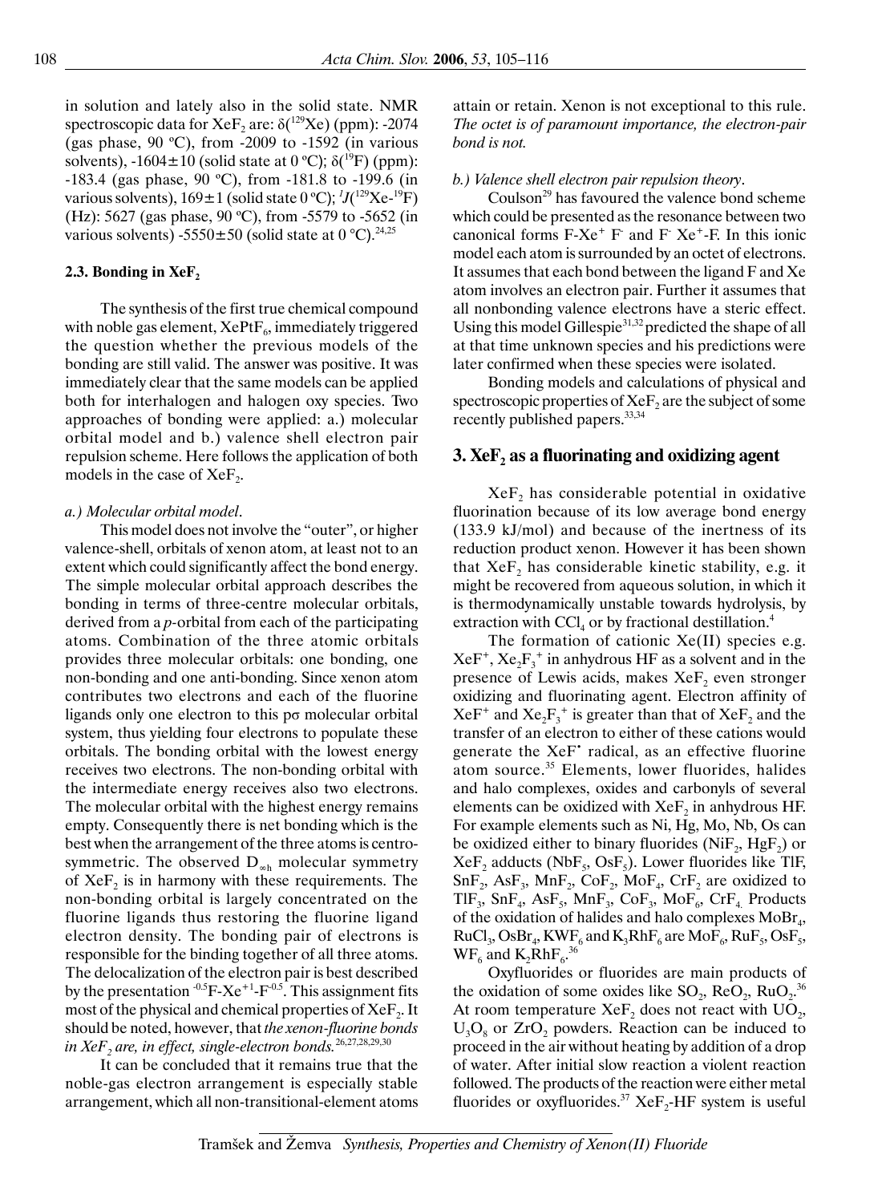in solution and lately also in the solid state. NMR spectroscopic data for $XeF_2$ are: $\delta(^{129}Xe)$ (ppm): -2074 (gas phase, 90 ºC), from -2009 to -1592 (in various solvents), -1604±10 (solid state at 0 ºC); $\delta(^{19}F)$ (ppm): -183.4 (gas phase, 90 ºC), from -181.8 to -199.6 (in various solvents), 169±1 (solid state 0 ºC); $^{1}J(^{129}Xe\text{-}^{19}F)$ (Hz): 5627 (gas phase, 90 ºC), from -5579 to -5652 (in various solvents) -5550±50 (solid state at 0 °C).[24,25]

### 2.3. Bonding in $XeF_2$

The synthesis of the first true chemical compound with noble gas element, $XePtF_6$, immediately triggered the question whether the previous models of the bonding are still valid. The answer was positive. It was immediately clear that the same models can be applied both for interhalogen and halogen oxy species. Two approaches of bonding were applied: a.) molecular orbital model and b.) valence shell electron pair repulsion scheme. Here follows the application of both models in the case of $XeF_2$.

*a.) Molecular orbital model*.

This model does not involve the "outer", or higher valence-shell, orbitals of xenon atom, at least not to an extent which could significantly affect the bond energy. The simple molecular orbital approach describes the bonding in terms of three-centre molecular orbitals, derived from a *p*-orbital from each of the participating atoms. Combination of the three atomic orbitals provides three molecular orbitals: one bonding, one non-bonding and one anti-bonding. Since xenon atom contributes two electrons and each of the fluorine ligands only one electron to this pσ molecular orbital system, thus yielding four electrons to populate these orbitals. The bonding orbital with the lowest energy receives two electrons. The non-bonding orbital with the intermediate energy receives also two electrons. The molecular orbital with the highest energy remains empty. Consequently there is net bonding which is the best when the arrangement of the three atoms is centrosymmetric. The observed $D_{\infty h}$ molecular symmetry of $XeF_2$ is in harmony with these requirements. The non-bonding orbital is largely concentrated on the fluorine ligands thus restoring the fluorine ligand electron density. The bonding pair of electrons is responsible for the binding together of all three atoms. The delocalization of the electron pair is best described by the presentation $^{-0.5}F\text{-}Xe^{+1}\text{-}F^{-0.5}$. This assignment fits most of the physical and chemical properties of $XeF_2$. It should be noted, however, that *the xenon-fluorine bonds in $XeF_2$ are, in effect, single-electron bonds.*[26,27,28,29,30]

It can be concluded that it remains true that the noble-gas electron arrangement is especially stable arrangement, which all non-transitional-element atoms attain or retain. Xenon is not exceptional to this rule. *The octet is of paramount importance, the electron-pair bond is not.*

*b.) Valence shell electron pair repulsion theory*.

Coulson[29] has favoured the valence bond scheme which could be presented as the resonance between two canonical forms $F\text{-}Xe^{+}\ F^{-}$ and $F^{-}\ Xe^{+}\text{-}F$. In this ionic model each atom is surrounded by an octet of electrons. It assumes that each bond between the ligand F and Xe atom involves an electron pair. Further it assumes that all nonbonding valence electrons have a steric effect. Using this model Gillespie[31,32] predicted the shape of all at that time unknown species and his predictions were later confirmed when these species were isolated.

Bonding models and calculations of physical and spectroscopic properties of $XeF_2$ are the subject of some recently published papers.[33,34]

## 3. $XeF_2$ as a fluorinating and oxidizing agent

$XeF_2$ has considerable potential in oxidative fluorination because of its low average bond energy (133.9 kJ/mol) and because of the inertness of its reduction product xenon. However it has been shown that $XeF_2$ has considerable kinetic stability, e.g. it might be recovered from aqueous solution, in which it is thermodynamically unstable towards hydrolysis, by extraction with $CCl_4$ or by fractional distillation.[4]

The formation of cationic Xe(II) species e.g. $XeF^+$, $Xe_2F_3^+$ in anhydrous HF as a solvent and in the presence of Lewis acids, makes $XeF_2$ even stronger oxidizing and fluorinating agent. Electron affinity of $XeF^+$ and $Xe_2F_3^+$ is greater than that of $XeF_2$ and the transfer of an electron to either of these cations would generate the $XeF^{\bullet}$ radical, as an effective fluorine atom source.[35] Elements, lower fluorides, halides and halo complexes, oxides and carbonyls of several elements can be oxidized with $XeF_2$ in anhydrous HF. For example elements such as Ni, Hg, Mo, Nb, Os can be oxidized either to binary fluorides ($NiF_2$, $HgF_2$) or $XeF_2$ adducts ($NbF_5$, $OsF_5$). Lower fluorides like TlF, $SnF_2$, $AsF_3$, $MnF_2$, $CoF_2$, $MoF_4$, $CrF_2$ are oxidized to $TlF_3$, $SnF_4$, $AsF_5$, $MnF_3$, $CoF_3$, $MoF_6$, $CrF_4$. Products of the oxidation of halides and halo complexes $MoBr_4$, $RuCl_3$, $OsBr_4$, $KWF_6$ and $K_3RhF_6$ are $MoF_6$, $RuF_5$, $OsF_5$, $WF_6$ and $K_2RhF_6$.[36]

Oxyfluorides or fluorides are main products of the oxidation of some oxides like $SO_2$, $ReO_2$, $RuO_2$.[36] At room temperature $XeF_2$ does not react with $UO_2$, $U_3O_8$ or $ZrO_2$ powders. Reaction can be induced to proceed in the air without heating by addition of a drop of water. After initial slow reaction a violent reaction followed. The products of the reaction were either metal fluorides or oxyfluorides.[37] $XeF_2$-HF system is useful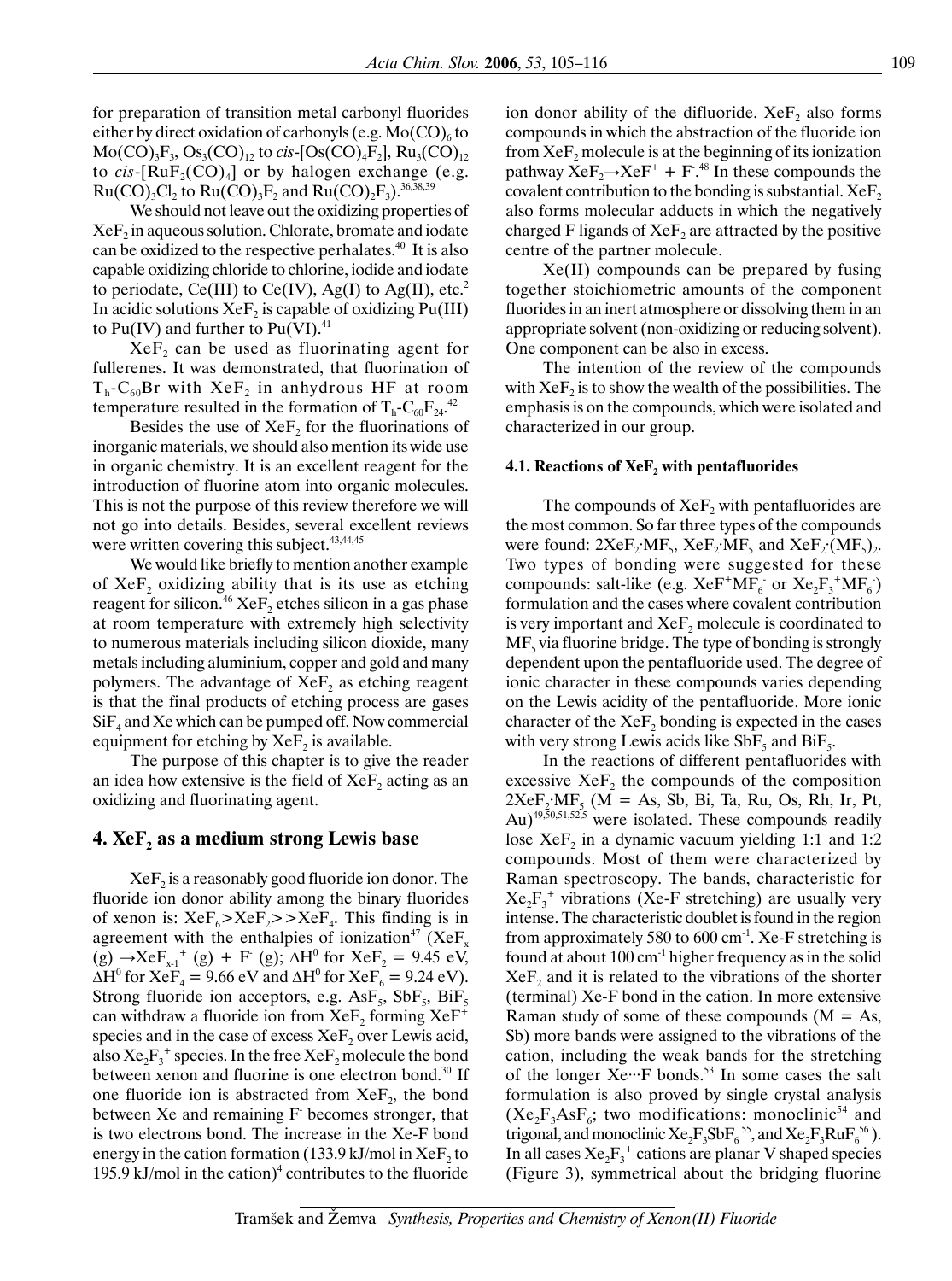for preparation of transition metal carbonyl fluorides either by direct oxidation of carbonyls (e.g. $Mo(CO)_6$ to $Mo(CO)_3F_3$, $Os_3(CO)_{12}$ to *cis*-$[Os(CO)_4F_2]$, $Ru_3(CO)_{12}$ to *cis*-$[RuF_2(CO)_4]$ or by halogen exchange (e.g. $Ru(CO)_3Cl_2$ to $Ru(CO)_3F_2$ and $Ru(CO)_2F_3$).[36,38,39]

We should not leave out the oxidizing properties of $XeF_2$ in aqueous solution. Chlorate, bromate and iodate can be oxidized to the respective perhalates.[40] It is also capable oxidizing chloride to chlorine, iodide and iodate to periodate, Ce(III) to Ce(IV), Ag(I) to Ag(II), etc.[2] In acidic solutions $XeF_2$ is capable of oxidizing Pu(III) to Pu(IV) and further to Pu(VI).[41]

$XeF_2$ can be used as fluorinating agent for fullerenes. It was demonstrated, that fluorination of $T_h$-$C_{60}Br$ with $XeF_2$ in anhydrous HF at room temperature resulted in the formation of $T_h$-$C_{60}F_{24}$.[42]

Besides the use of $XeF_2$ for the fluorinations of inorganic materials, we should also mention its wide use in organic chemistry. It is an excellent reagent for the introduction of fluorine atom into organic molecules. This is not the purpose of this review therefore we will not go into details. Besides, several excellent reviews were written covering this subject.[43,44,45]

We would like briefly to mention another example of $XeF_2$ oxidizing ability that is its use as etching reagent for silicon.[46] $XeF_2$ etches silicon in a gas phase at room temperature with extremely high selectivity to numerous materials including silicon dioxide, many metals including aluminium, copper and gold and many polymers. The advantage of $XeF_2$ as etching reagent is that the final products of etching process are gases $SiF_4$ and Xe which can be pumped off. Now commercial equipment for etching by $XeF_2$ is available.

The purpose of this chapter is to give the reader an idea how extensive is the field of $XeF_2$ acting as an oxidizing and fluorinating agent.

## 4. $XeF_2$ as a medium strong Lewis base

$XeF_2$ is a reasonably good fluoride ion donor. The fluoride ion donor ability among the binary fluorides of xenon is: $XeF_6 > XeF_2 >> XeF_4$. This finding is in agreement with the enthalpies of ionization[47] ($XeF_x$ (g) $\rightarrow XeF_{x-1}^+$ (g) + $F^-$ (g); $\Delta H^0$ for $XeF_2$ = 9.45 eV, $\Delta H^0$ for $XeF_4$ = 9.66 eV and $\Delta H^0$ for $XeF_6$ = 9.24 eV). Strong fluoride ion acceptors, e.g. $AsF_5$, $SbF_5$, $BiF_5$ can withdraw a fluoride ion from $XeF_2$ forming $XeF^+$ species and in the case of excess $XeF_2$ over Lewis acid, also $Xe_2F_3^+$ species. In the free $XeF_2$ molecule the bond between xenon and fluorine is one electron bond.[30] If one fluoride ion is abstracted from $XeF_2$, the bond between Xe and remaining $F^-$ becomes stronger, that is two electrons bond. The increase in the Xe-F bond energy in the cation formation (133.9 kJ/mol in $XeF_2$ to 195.9 kJ/mol in the cation)[4] contributes to the fluoride ion donor ability of the difluoride. $XeF_2$ also forms compounds in which the abstraction of the fluoride ion from $XeF_2$ molecule is at the beginning of its ionization pathway $XeF_2 \rightarrow XeF^+ + F^-$.[48] In these compounds the covalent contribution to the bonding is substantial. $XeF_2$ also forms molecular adducts in which the negatively charged F ligands of $XeF_2$ are attracted by the positive centre of the partner molecule.

Xe(II) compounds can be prepared by fusing together stoichiometric amounts of the component fluorides in an inert atmosphere or dissolving them in an appropriate solvent (non-oxidizing or reducing solvent). One component can be also in excess.

The intention of the review of the compounds with $XeF_2$ is to show the wealth of the possibilities. The emphasis is on the compounds, which were isolated and characterized in our group.

### 4.1. Reactions of $XeF_2$ with pentafluorides

The compounds of $XeF_2$ with pentafluorides are the most common. So far three types of the compounds were found: $2XeF_2{\cdot}MF_5$, $XeF_2{\cdot}MF_5$ and $XeF_2{\cdot}(MF_5)_2$. Two types of bonding were suggested for these compounds: salt-like (e.g. $XeF^+MF_6^-$ or $Xe_2F_3^+MF_6^-$) formulation and the cases where covalent contribution is very important and $XeF_2$ molecule is coordinated to $MF_5$ via fluorine bridge. The type of bonding is strongly dependent upon the pentafluoride used. The degree of ionic character in these compounds varies depending on the Lewis acidity of the pentafluoride. More ionic character of the $XeF_2$ bonding is expected in the cases with very strong Lewis acids like $SbF_5$ and $BiF_5$.

In the reactions of different pentafluorides with excessive $XeF_2$ the compounds of the composition $2XeF_2{\cdot}MF_5$ (M = As, Sb, Bi, Ta, Ru, Os, Rh, Ir, Pt, Au)[49,50,51,52,5] were isolated. These compounds readily lose $XeF_2$ in a dynamic vacuum yielding 1:1 and 1:2 compounds. Most of them were characterized by Raman spectroscopy. The bands, characteristic for $Xe_2F_3^+$ vibrations (Xe-F stretching) are usually very intense. The characteristic doublet is found in the region from approximately 580 to 600 $cm^{-1}$. Xe-F stretching is found at about 100 $cm^{-1}$ higher frequency as in the solid $XeF_2$ and it is related to the vibrations of the shorter (terminal) Xe-F bond in the cation. In more extensive Raman study of some of these compounds (M = As, Sb) more bands were assigned to the vibrations of the cation, including the weak bands for the stretching of the longer Xe···F bonds.[53] In some cases the salt formulation is also proved by single crystal analysis ($Xe_2F_3AsF_6$; two modifications: monoclinic[54] and trigonal, and monoclinic $Xe_2F_3SbF_6$[55], and $Xe_2F_3RuF_6$[56]). In all cases $Xe_2F_3^+$ cations are planar V shaped species (Figure 3), symmetrical about the bridging fluorine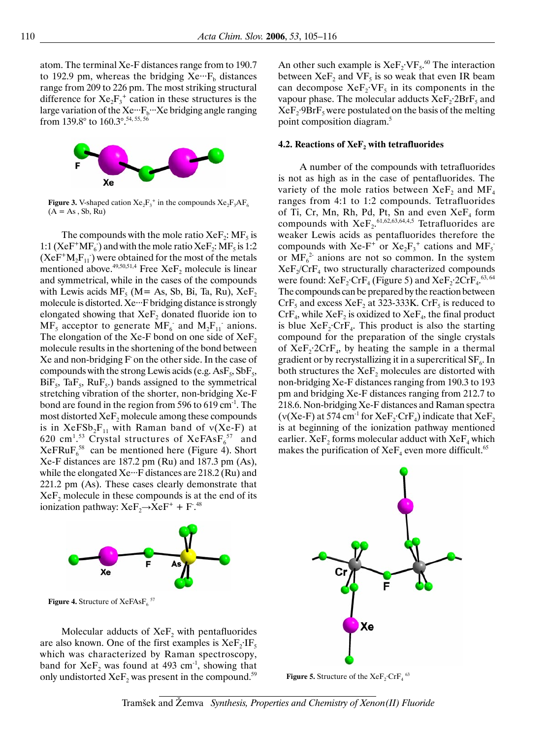atom. The terminal Xe-F distances range from to 190.7 to 192.9 pm, whereas the bridging $Xe\cdots F_b$ distances range from 209 to 226 pm. The most striking structural difference for $Xe_2F_3^+$ cation in these structures is the large variation of the $Xe\cdots F_b\cdots Xe$ bridging angle ranging from 139.8° to 160.3°.[54, 55, 56]

**Figure 3.** V-shaped cation $Xe_2F_3^+$ in the compounds $Xe_2F_3AF_6$ (A = As , Sb, Ru)

The compounds with the mole ratio $XeF_2$: $MF_5$ is 1:1 ($XeF^+MF_6^-$) and with the mole ratio $XeF_2$: $MF_5$ is 1:2 ($XeF^+M_2F_{11}^-$) were obtained for the most of the metals mentioned above.[49,50,51,4] Free $XeF_2$ molecule is linear and symmetrical, while in the cases of the compounds with Lewis acids $MF_5$ (M= As, Sb, Bi, Ta, Ru), $XeF_2$ molecule is distorted. $Xe\cdots F$ bridging distance is strongly elongated showing that $XeF_2$ donated fluoride ion to $MF_5$ acceptor to generate $MF_6^-$ and $M_2F_{11}^-$ anions. The elongation of the Xe-F bond on one side of $XeF_2$ molecule results in the shortening of the bond between Xe and non-bridging $F^-$ on the other side. In the case of compounds with the strong Lewis acids (e.g. $AsF_5$, $SbF_5$, $BiF_5$, $TaF_5$, $RuF_5$.) bands assigned to the symmetrical stretching vibration of the shorter, non-bridging Xe-F bond are found in the region from 596 to 619 cm$^{-1}$. The most distorted $XeF_2$ molecule among these compounds is in $XeFSb_2F_{11}$ with Raman band of ν(Xe-F) at 620 cm$^{1}$.[53] Crystal structures of $XeFAsF_6$[57] and $XeFRuF_6$[58] can be mentioned here (Figure 4). Short Xe-F distances are 187.2 pm (Ru) and 187.3 pm (As), while the elongated $Xe\cdots F$ distances are 218.2 (Ru) and 221.2 pm (As). These cases clearly demonstrate that $XeF_2$ molecule in these compounds is at the end of its ionization pathway: $XeF_2 \rightarrow XeF^+ + F^-$.[48]

**Figure 4.** Structure of $XeFAsF_6$ [57]

Molecular adducts of $XeF_2$ with pentafluorides are also known. One of the first examples is $XeF_2{\cdot}IF_5$ which was characterized by Raman spectroscopy, band for $XeF_2$ was found at 493 cm$^{-1}$, showing that only undistorted $XeF_2$ was present in the compound.[59] An other such example is $XeF_2{\cdot}VF_5$.[60] The interaction between $XeF_2$ and $VF_5$ is so weak that even IR beam can decompose $XeF_2{\cdot}VF_5$ in its components in the vapour phase. The molecular adducts $XeF_2{\cdot}2BrF_5$ and $XeF_2{\cdot}9BrF_5$ were postulated on the basis of the melting point composition diagram.[5]

### 4.2. Reactions of $XeF_2$ with tetrafluorides

A number of the compounds with tetrafluorides is not as high as in the case of pentafluorides. The variety of the mole ratios between $XeF_2$ and $MF_4$ ranges from 4:1 to 1:2 compounds. Tetrafluorides of Ti, Cr, Mn, Rh, Pd, Pt, Sn and even $XeF_4$ form compounds with $XeF_2$.[61,62,63,64,4,5] Tetrafluorides are weaker Lewis acids as pentafluorides therefore the compounds with $Xe\text{-}F^+$ or $Xe_2F_3^+$ cations and $MF_5^-$ or $MF_6^{2-}$ anions are not so common. In the system $XeF_2/CrF_4$ two structurally characterized compounds were found: $XeF_2{\cdot}CrF_4$ (Figure 5) and $XeF_2{\cdot}2CrF_4$.[63, 64] The compounds can be prepared by the reaction between $CrF_5$ and excess $XeF_2$ at 323-333K. $CrF_5$ is reduced to $CrF_4$, while $XeF_2$ is oxidized to $XeF_4$, the final product is blue $XeF_2{\cdot}CrF_4$. This product is also the starting compound for the preparation of the single crystals of $XeF_2{\cdot}2CrF_4$, by heating the sample in a thermal gradient or by recrystallizing it in a supercritical $SF_6$. In both structures the $XeF_2$ molecules are distorted with non-bridging Xe-F distances ranging from 190.3 to 193 pm and bridging Xe-F distances ranging from 212.7 to 218.6. Non-bridging Xe-F distances and Raman spectra (ν(Xe-F) at 574 cm$^{-1}$ for $XeF_2{\cdot}CrF_4$) indicate that $XeF_2$ is at beginning of the ionization pathway mentioned earlier. $XeF_2$ forms molecular adduct with $XeF_4$ which makes the purification of $XeF_4$ even more difficult.[65]

**Figure 5.** Structure of the $XeF_2{\cdot}CrF_4$ [63]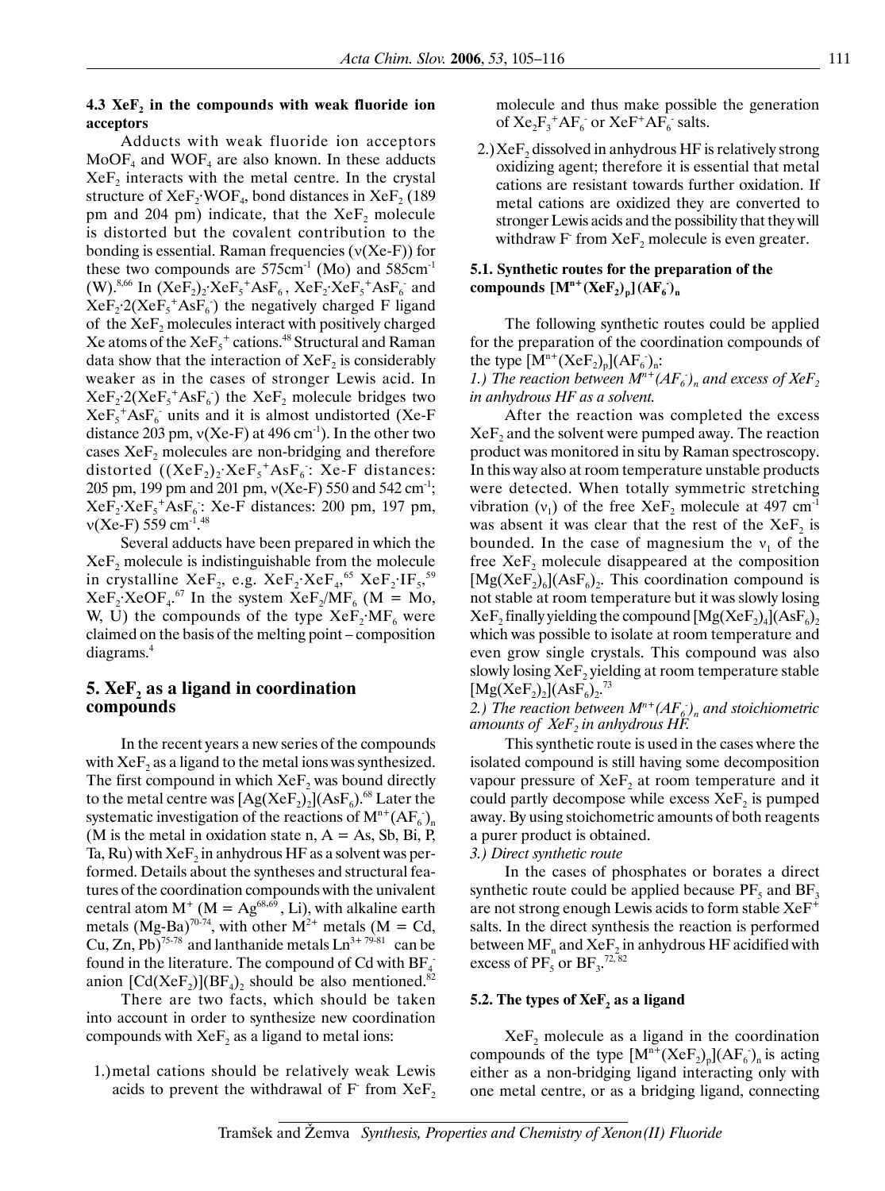### 4.3 $XeF_2$ in the compounds with weak fluoride ion acceptors

Adducts with weak fluoride ion acceptors $MoOF_4$ and $WOF_4$ are also known. In these adducts $XeF_2$ interacts with the metal centre. In the crystal structure of $XeF_2{\cdot}WOF_4$, bond distances in $XeF_2$ (189 pm and 204 pm) indicate, that the $XeF_2$ molecule is distorted but the covalent contribution to the bonding is essential. Raman frequencies (ν(Xe-F)) for these two compounds are 575cm$^{-1}$ (Mo) and 585cm$^{-1}$ (W).[8,66] In $(XeF_2)_2{\cdot}XeF_5^+AsF_6$, $XeF_2{\cdot}XeF_5^+AsF_6^-$ and $XeF_2{\cdot}2(XeF_5^+AsF_6^-)$ the negatively charged F ligand of the $XeF_2$ molecules interact with positively charged Xe atoms of the $XeF_5^+$ cations.[48] Structural and Raman data show that the interaction of $XeF_2$ is considerably weaker as in the cases of stronger Lewis acid. In $XeF_2{\cdot}2(XeF_5^+AsF_6^-)$ the $XeF_2$ molecule bridges two $XeF_5^+AsF_6^-$ units and it is almost undistorted (Xe-F distance 203 pm, ν(Xe-F) at 496 cm$^{-1}$). In the other two cases $XeF_2$ molecules are non-bridging and therefore distorted ($(XeF_2)_2{\cdot}XeF_5^+AsF_6^-$: Xe-F distances: 205 pm, 199 pm and 201 pm, ν(Xe-F) 550 and 542 cm$^{-1}$; $XeF_2{\cdot}XeF_5^+AsF_6^-$: Xe-F distances: 200 pm, 197 pm, ν(Xe-F) 559 cm$^{-1}$.[48]

Several adducts have been prepared in which the $XeF_2$ molecule is indistinguishable from the molecule in crystalline $XeF_2$, e.g. $XeF_2{\cdot}XeF_4$,[65] $XeF_2{\cdot}IF_5$,[59] $XeF_2{\cdot}XeOF_4$.[67] In the system $XeF_2/MF_6$ (M = Mo, W, U) the compounds of the type $XeF_2{\cdot}MF_6$ were claimed on the basis of the melting point – composition diagrams.[4]

## 5. $XeF_2$ as a ligand in coordination compounds

In the recent years a new series of the compounds with $XeF_2$ as a ligand to the metal ions was synthesized. The first compound in which $XeF_2$ was bound directly to the metal centre was $[Ag(XeF_2)_2](AsF_6)$.[68] Later the systematic investigation of the reactions of $M^{n+}(AF_6^-)_n$ (M is the metal in oxidation state n, A = As, Sb, Bi, P, Ta, Ru) with $XeF_2$ in anhydrous HF as a solvent was performed. Details about the syntheses and structural features of the coordination compounds with the univalent central atom $M^+$ (M = Ag[68,69], Li), with alkaline earth metals (Mg-Ba)[70-74], with other $M^{2+}$ metals (M = Cd, Cu, Zn, Pb)[75-78] and lanthanide metals $Ln^{3+}$ [79-81] can be found in the literature. The compound of Cd with $BF_4^-$ anion $[Cd(XeF_2)](BF_4)_2$ should be also mentioned.[82]

There are two facts, which should be taken into account in order to synthesize new coordination compounds with $XeF_2$ as a ligand to metal ions:

1.) metal cations should be relatively weak Lewis acids to prevent the withdrawal of $F^-$ from $XeF_2$ molecule and thus make possible the generation of $Xe_2F_3^+AF_6^-$ or $XeF^+AF_6^-$ salts.

2.) $XeF_2$ dissolved in anhydrous HF is relatively strong oxidizing agent; therefore it is essential that metal cations are resistant towards further oxidation. If metal cations are oxidized they are converted to stronger Lewis acids and the possibility that they will withdraw $F^-$ from $XeF_2$ molecule is even greater.

### 5.1. Synthetic routes for the preparation of the compounds $[M^{n+}(XeF_2)_p](AF_6^-)_n$

The following synthetic routes could be applied for the preparation of the coordination compounds of the type $[M^{n+}(XeF_2)_p](AF_6^-)_n$:

*1.) The reaction between $M^{n+}(AF_6^-)_n$ and excess of $XeF_2$ in anhydrous HF as a solvent.*

After the reaction was completed the excess $XeF_2$ and the solvent were pumped away. The reaction product was monitored in situ by Raman spectroscopy. In this way also at room temperature unstable products were detected. When totally symmetric stretching vibration ($\nu_1$) of the free $XeF_2$ molecule at 497 cm$^{-1}$ was absent it was clear that the rest of the $XeF_2$ is bounded. In the case of magnesium the $\nu_1$ of the free $XeF_2$ molecule disappeared at the composition $[Mg(XeF_2)_6](AsF_6)_2$. This coordination compound is not stable at room temperature but it was slowly losing $XeF_2$ finally yielding the compound $[Mg(XeF_2)_4](AsF_6)_2$ which was possible to isolate at room temperature and even grow single crystals. This compound was also slowly losing $XeF_2$ yielding at room temperature stable $[Mg(XeF_2)_2](AsF_6)_2$.[73]

*2.) The reaction between $M^{n+}(AF_6^-)_n$ and stoichiometric amounts of $XeF_2$ in anhydrous HF.*

This synthetic route is used in the cases where the isolated compound is still having some decomposition vapour pressure of $XeF_2$ at room temperature and it could partly decompose while excess $XeF_2$ is pumped away. By using stoichiometric amounts of both reagents a purer product is obtained.

*3.) Direct synthetic route*

In the cases of phosphates or borates a direct synthetic route could be applied because $PF_5$ and $BF_3$ are not strong enough Lewis acids to form stable $XeF^+$ salts. In the direct synthesis the reaction is performed between $MF_n$ and $XeF_2$ in anhydrous HF acidified with excess of $PF_5$ or $BF_3$.[72, 82]

### 5.2. The types of $XeF_2$ as a ligand

$XeF_2$ molecule as a ligand in the coordination compounds of the type $[M^{n+}(XeF_2)_p](AF_6^-)_n$ is acting either as a non-bridging ligand interacting only with one metal centre, or as a bridging ligand, connecting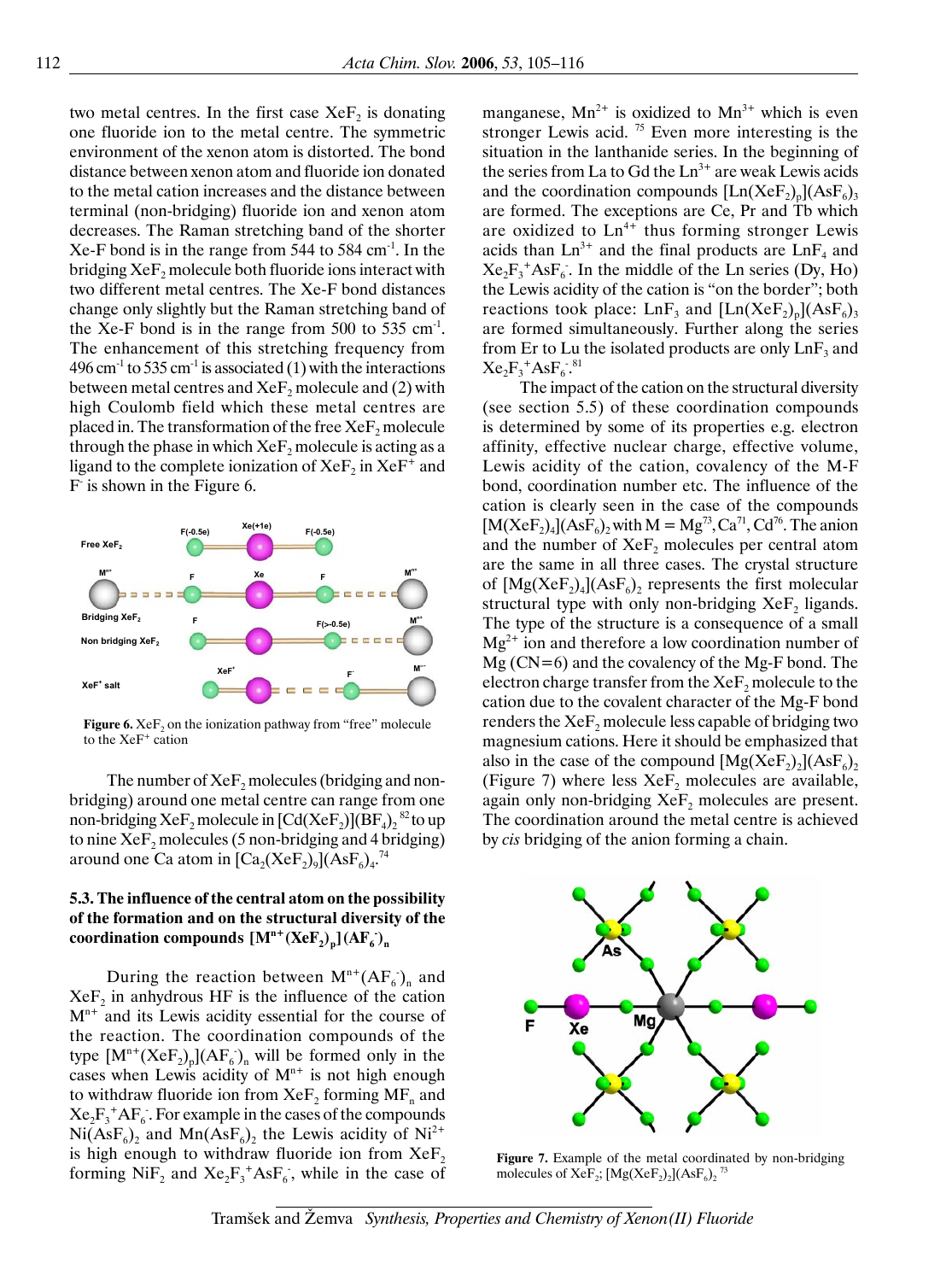two metal centres. In the first case $XeF_2$ is donating one fluoride ion to the metal centre. The symmetric environment of the xenon atom is distorted. The bond distance between xenon atom and fluoride ion donated to the metal cation increases and the distance between terminal (non-bridging) fluoride ion and xenon atom decreases. The Raman stretching band of the shorter Xe-F bond is in the range from 544 to 584 $cm^{-1}$. In the bridging $XeF_2$ molecule both fluoride ions interact with two different metal centres. The Xe-F bond distances change only slightly but the Raman stretching band of the Xe-F bond is in the range from 500 to 535 $cm^{-1}$. The enhancement of this stretching frequency from 496 $cm^{-1}$ to 535 $cm^{-1}$ is associated (1) with the interactions between metal centres and $XeF_2$ molecule and (2) with high Coulomb field which these metal centres are placed in. The transformation of the free $XeF_2$ molecule through the phase in which $XeF_2$ molecule is acting as a ligand to the complete ionization of $XeF_2$ in $XeF^+$ and $F^-$ is shown in the Figure 6.

**Figure 6.** $XeF_2$ on the ionization pathway from "free" molecule to the $XeF^+$ cation

The number of $XeF_2$ molecules (bridging and non-bridging) around one metal centre can range from one non-bridging $XeF_2$ molecule in $[Cd(XeF_2)](BF_4)_2$ [82] to up to nine $XeF_2$ molecules (5 non-bridging and 4 bridging) around one Ca atom in $[Ca_2(XeF_2)_9](AsF_6)_4$.[74]

### 5.3. The influence of the central atom on the possibility of the formation and on the structural diversity of the coordination compounds $[M^{n+}(XeF_2)_p](AF_6^-)_n$

During the reaction between $M^{n+}(AF_6^-)_n$ and $XeF_2$ in anhydrous HF is the influence of the cation $M^{n+}$ and its Lewis acidity essential for the course of the reaction. The coordination compounds of the type $[M^{n+}(XeF_2)_p](AF_6^-)_n$ will be formed only in the cases when Lewis acidity of $M^{n+}$ is not high enough to withdraw fluoride ion from $XeF_2$ forming $MF_n$ and $Xe_2F_3^+AF_6^-$. For example in the cases of the compounds $Ni(AsF_6)_2$ and $Mn(AsF_6)_2$ the Lewis acidity of $Ni^{2+}$ is high enough to withdraw fluoride ion from $XeF_2$ forming $NiF_2$ and $Xe_2F_3^+AsF_6^-$, while in the case of manganese, $Mn^{2+}$ is oxidized to $Mn^{3+}$ which is even stronger Lewis acid.[75] Even more interesting is the situation in the lanthanide series. In the beginning of the series from La to Gd the $Ln^{3+}$ are weak Lewis acids and the coordination compounds $[Ln(XeF_2)_p](AsF_6)_3$ are formed. The exceptions are Ce, Pr and Tb which are oxidized to $Ln^{4+}$ thus forming stronger Lewis acids than $Ln^{3+}$ and the final products are $LnF_4$ and $Xe_2F_3^+AsF_6^-$. In the middle of the Ln series (Dy, Ho) the Lewis acidity of the cation is "on the border"; both reactions took place: $LnF_3$ and $[Ln(XeF_2)_p](AsF_6)_3$ are formed simultaneously. Further along the series from Er to Lu the isolated products are only $LnF_3$ and $Xe_2F_3^+AsF_6^-$.[81]

The impact of the cation on the structural diversity (see section 5.5) of these coordination compounds is determined by some of its properties e.g. electron affinity, effective nuclear charge, effective volume, Lewis acidity of the cation, covalency of the M-F bond, coordination number etc. The influence of the cation is clearly seen in the case of the compounds $[M(XeF_2)_4](AsF_6)_2$ with M = Mg[73], Ca[71], Cd[76]. The anion and the number of $XeF_2$ molecules per central atom are the same in all three cases. The crystal structure of $[Mg(XeF_2)_4](AsF_6)_2$ represents the first molecular structural type with only non-bridging $XeF_2$ ligands. The type of the structure is a consequence of a small $Mg^{2+}$ ion and therefore a low coordination number of Mg (CN=6) and the covalency of the Mg-F bond. The electron charge transfer from the $XeF_2$ molecule to the cation due to the covalent character of the Mg-F bond renders the $XeF_2$ molecule less capable of bridging two magnesium cations. Here it should be emphasized that also in the case of the compound $[Mg(XeF_2)_2](AsF_6)_2$ (Figure 7) where less $XeF_2$ molecules are available, again only non-bridging $XeF_2$ molecules are present. The coordination around the metal centre is achieved by *cis* bridging of the anion forming a chain.

**Figure 7.** Example of the metal coordinated by non-bridging molecules of $XeF_2$; $[Mg(XeF_2)_2](AsF_6)_2$ [73]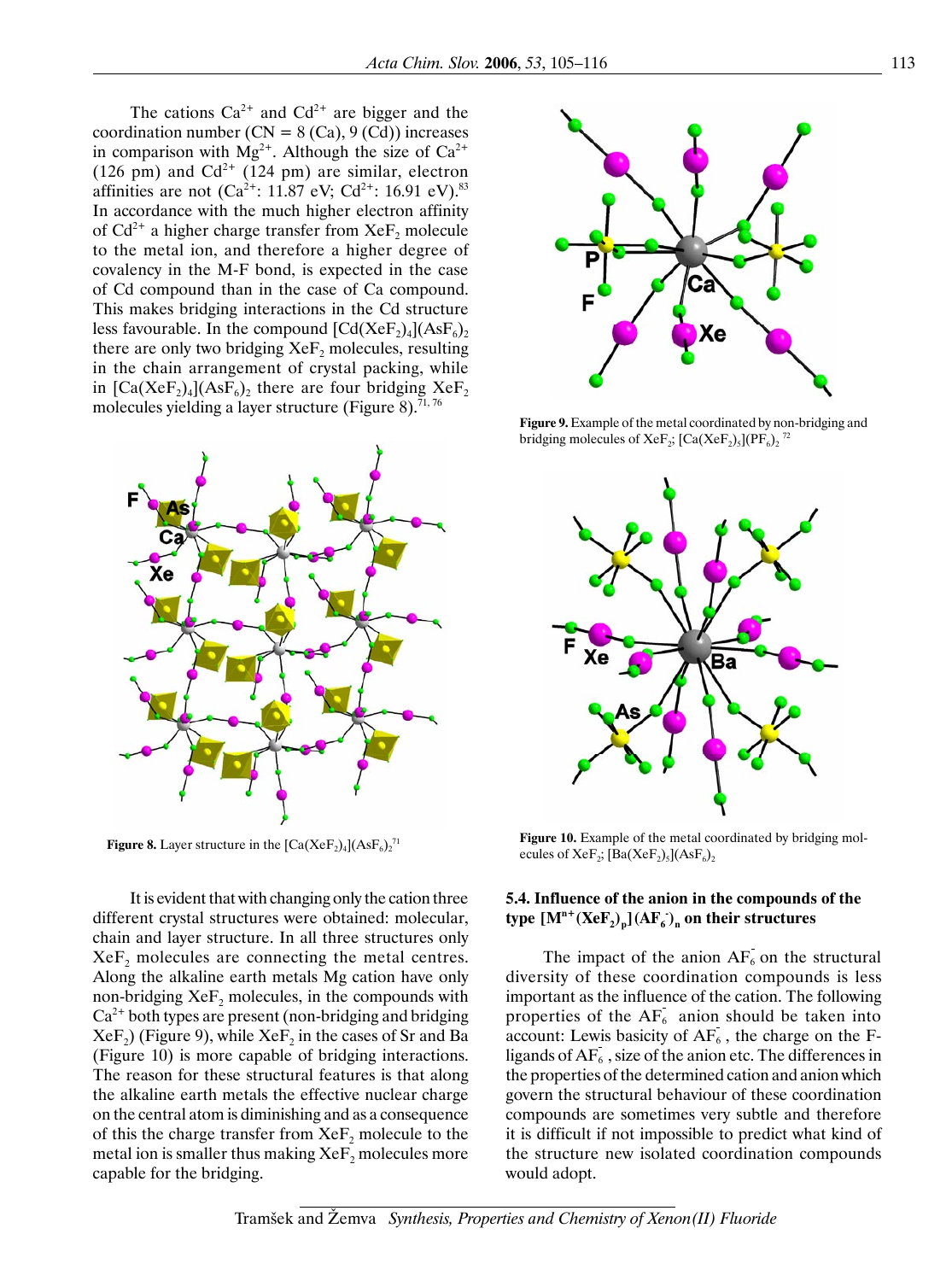The cations $Ca^{2+}$ and $Cd^{2+}$ are bigger and the coordination number (CN = 8 (Ca), 9 (Cd)) increases in comparison with $Mg^{2+}$. Although the size of $Ca^{2+}$ (126 pm) and $Cd^{2+}$ (124 pm) are similar, electron affinities are not ($Ca^{2+}$: 11.87 eV; $Cd^{2+}$: 16.91 eV).[83] In accordance with the much higher electron affinity of $Cd^{2+}$ a higher charge transfer from $XeF_2$ molecule to the metal ion, and therefore a higher degree of covalency in the M-F bond, is expected in the case of Cd compound than in the case of Ca compound. This makes bridging interactions in the Cd structure less favourable. In the compound $[Cd(XeF_2)_4](AsF_6)_2$ there are only two bridging $XeF_2$ molecules, resulting in the chain arrangement of crystal packing, while in $[Ca(XeF_2)_4](AsF_6)_2$ there are four bridging $XeF_2$ molecules yielding a layer structure (Figure 8).[71, 76]

**Figure 8.** Layer structure in the $[Ca(XeF_2)_4](AsF_6)_2$[71]

It is evident that with changing only the cation three different crystal structures were obtained: molecular, chain and layer structure. In all three structures only $XeF_2$ molecules are connecting the metal centres. Along the alkaline earth metals Mg cation have only non-bridging $XeF_2$ molecules, in the compounds with $Ca^{2+}$ both types are present (non-bridging and bridging $XeF_2$) (Figure 9), while $XeF_2$ in the cases of Sr and Ba (Figure 10) is more capable of bridging interactions. The reason for these structural features is that along the alkaline earth metals the effective nuclear charge on the central atom is diminishing and as a consequence of this the charge transfer from $XeF_2$ molecule to the metal ion is smaller thus making $XeF_2$ molecules more capable for the bridging.

**Figure 9.** Example of the metal coordinated by non-bridging and bridging molecules of $XeF_2$; $[Ca(XeF_2)_5](PF_6)_2$[72]

**Figure 10.** Example of the metal coordinated by bridging molecules of $XeF_2$; $[Ba(XeF_2)_5](AsF_6)_2$

### 5.4. Influence of the anion in the compounds of the type $[M^{n+}(XeF_2)_p](AF_6^-)_n$ on their structures

The impact of the anion $AF_6^-$ on the structural diversity of these coordination compounds is less important as the influence of the cation. The following properties of the $AF_6^-$ anion should be taken into account: Lewis basicity of $AF_6^-$, the charge on the F-ligands of $AF_6^-$, size of the anion etc. The differences in the properties of the determined cation and anion which govern the structural behaviour of these coordination compounds are sometimes very subtle and therefore it is difficult if not impossible to predict what kind of the structure new isolated coordination compounds would adopt.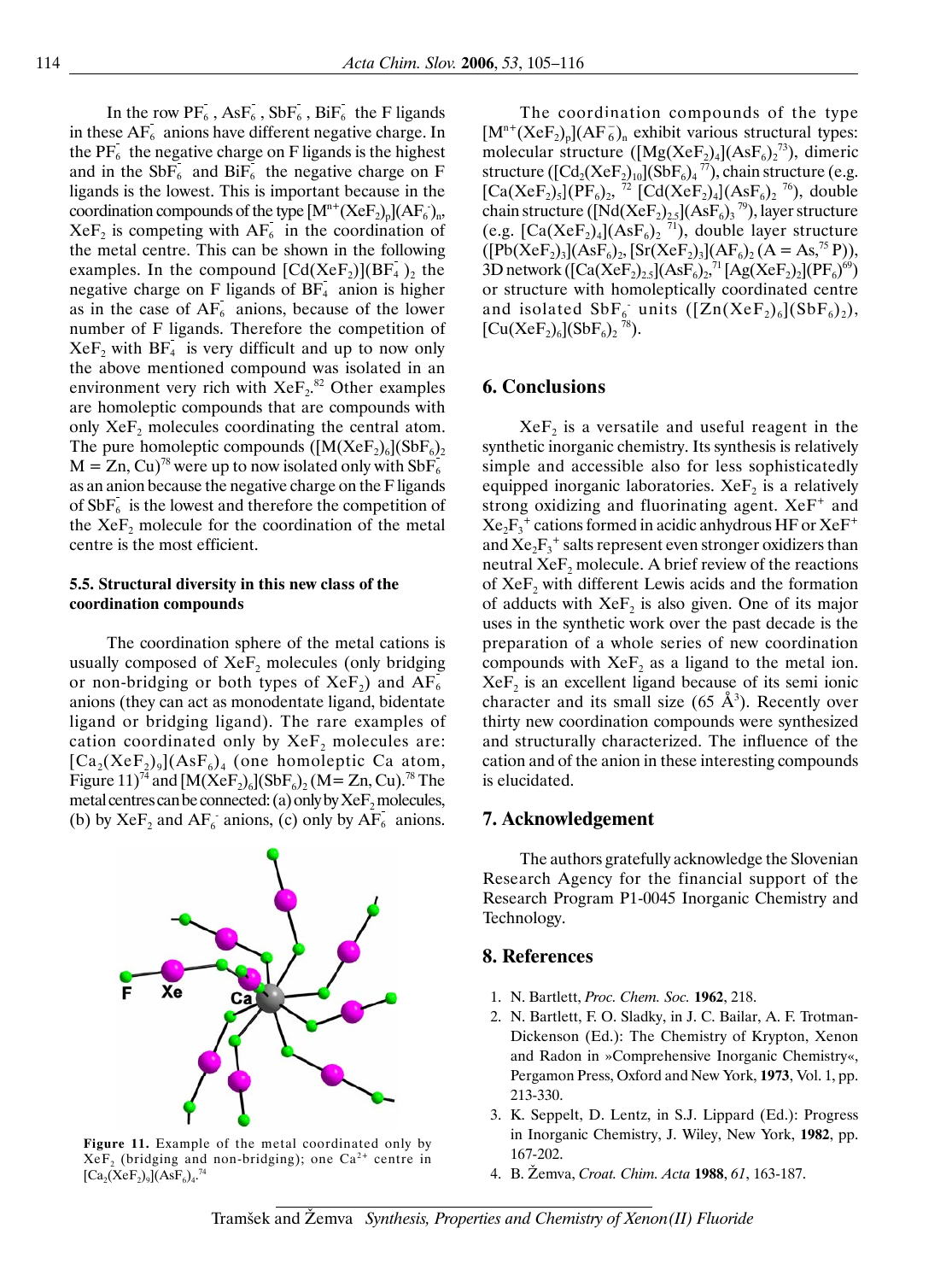In the row $PF_6^-$, $AsF_6^-$, $SbF_6^-$, $BiF_6^-$ the F ligands in these $AF_6^-$ anions have different negative charge. In the $PF_6^-$ the negative charge on F ligands is the highest and in the $SbF_6^-$ and $BiF_6^-$ the negative charge on F ligands is the lowest. This is important because in the coordination compounds of the type $[M^{n+}(XeF_2)_p](AF_6^-)_n$, $XeF_2$ is competing with $AF_6^-$ in the coordination of the metal centre. This can be shown in the following examples. In the compound $[Cd(XeF_2)](BF_4^-)_2$ the negative charge on F ligands of $BF_4^-$ anion is higher as in the case of $AF_6^-$ anions, because of the lower number of F ligands. Therefore the competition of $XeF_2$ with $BF_4^-$ is very difficult and up to now only the above mentioned compound was isolated in an environment very rich with $XeF_2$.[82] Other examples are homoleptic compounds that are compounds with only $XeF_2$ molecules coordinating the central atom. The pure homoleptic compounds ($[M(XeF_2)_6](SbF_6)_2$ M = Zn, Cu)[78] were up to now isolated only with $SbF_6^-$ as an anion because the negative charge on the F ligands of $SbF_6^-$ is the lowest and therefore the competition of the $XeF_2$ molecule for the coordination of the metal centre is the most efficient.

### 5.5. Structural diversity in this new class of the coordination compounds

The coordination sphere of the metal cations is usually composed of $XeF_2$ molecules (only bridging or non-bridging or both types of $XeF_2$) and $AF_6^-$ anions (they can act as monodentate ligand, bidentate ligand or bridging ligand). The rare examples of cation coordinated only by $XeF_2$ molecules are: $[Ca_2(XeF_2)_9](AsF_6)_4$ (one homoleptic Ca atom, Figure 11)[74] and $[M(XeF_2)_6](SbF_6)_2$ (M= Zn, Cu).[78] The metal centres can be connected: (a) only by $XeF_2$ molecules, (b) by $XeF_2$ and $AF_6^-$ anions, (c) only by $AF_6^-$ anions.

**Figure 11.** Example of the metal coordinated only by $XeF_2$ (bridging and non-bridging); one $Ca^{2+}$ centre in $[Ca_2(XeF_2)_9](AsF_6)_4$.[74]

The coordination compounds of the type $[M^{n+}(XeF_2)_p](AF_6^-)_n$ exhibit various structural types: molecular structure ($[Mg(XeF_2)_4](AsF_6)_2$[73]), dimeric structure ($[Cd_2(XeF_2)_{10}](SbF_6)_4$[77]), chain structure (e.g. $[Ca(XeF_2)_5](PF_6)_2$,[72] $[Cd(XeF_2)_4](AsF_6)_2$[76]), double chain structure ($[Nd(XeF_2)_{2.5}](AsF_6)_3$[79]), layer structure (e.g. $[Ca(XeF_2)_4](AsF_6)_2$[71]), double layer structure ($[Pb(XeF_2)_3](AsF_6)_2$, $[Sr(XeF_2)_3](AF_6)_2$ (A = As,[75] P)), 3D network ($[Ca(XeF_2)_{2.5}](AsF_6)_2$,[71] $[Ag(XeF_2)_2](PF_6)$[69]) or structure with homoleptically coordinated centre and isolated $SbF_6^-$ units ($[Zn(XeF_2)_6](SbF_6)_2$), $[Cu(XeF_2)_6](SbF_6)_2$[78]).

## 6. Conclusions

$XeF_2$ is a versatile and useful reagent in the synthetic inorganic chemistry. Its synthesis is relatively simple and accessible also for less sophisticatedly equipped inorganic laboratories. $XeF_2$ is a relatively strong oxidizing and fluorinating agent. $XeF^+$ and $Xe_2F_3^+$ cations formed in acidic anhydrous HF or $XeF^+$ and $Xe_2F_3^+$ salts represent even stronger oxidizers than neutral $XeF_2$ molecule. A brief review of the reactions of $XeF_2$ with different Lewis acids and the formation of adducts with $XeF_2$ is also given. One of its major uses in the synthetic work over the past decade is the preparation of a whole series of new coordination compounds with $XeF_2$ as a ligand to the metal ion. $XeF_2$ is an excellent ligand because of its semi ionic character and its small size (65 Å$^3$). Recently over thirty new coordination compounds were synthesized and structurally characterized. The influence of the cation and of the anion in these interesting compounds is elucidated.

## 7. Acknowledgement

The authors gratefully acknowledge the Slovenian Research Agency for the financial support of the Research Program P1-0045 Inorganic Chemistry and Technology.

## 8. References

1. N. Bartlett, *Proc. Chem. Soc.* **1962**, 218.
2. N. Bartlett, F. O. Sladky, in J. C. Bailar, A. F. Trotman-Dickenson (Ed.): The Chemistry of Krypton, Xenon and Radon in »Comprehensive Inorganic Chemistry«, Pergamon Press, Oxford and New York, **1973**, Vol. 1, pp. 213-330.
3. K. Seppelt, D. Lentz, in S.J. Lippard (Ed.): Progress in Inorganic Chemistry, J. Wiley, New York, **1982**, pp. 167-202.
4. B. Žemva, *Croat. Chim. Acta* **1988**, *61*, 163-187.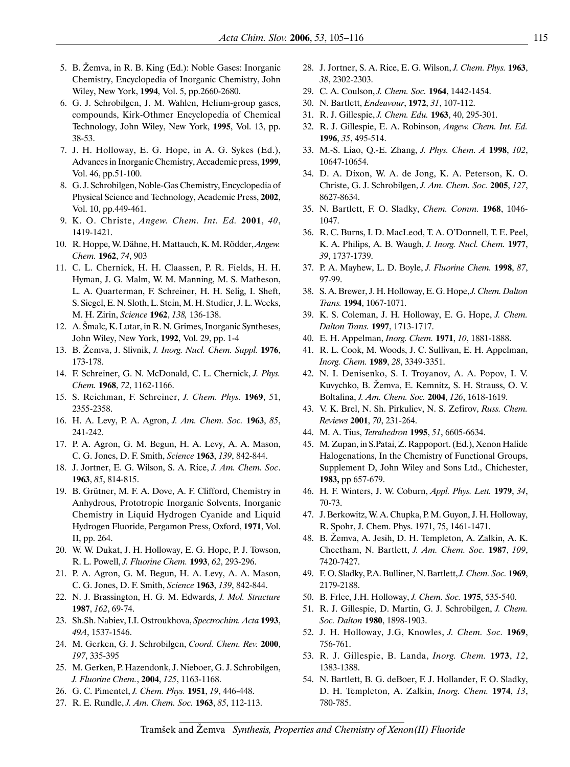5. B. Žemva, in R. B. King (Ed.): Noble Gases: Inorganic Chemistry, Encyclopedia of Inorganic Chemistry, John Wiley, New York, **1994**, Vol. 5, pp.2660-2680.
6. G. J. Schrobilgen, J. M. Wahlen, Helium-group gases, compounds, Kirk-Othmer Encyclopedia of Chemical Technology, John Wiley, New York, **1995**, Vol. 13, pp. 38-53.
7. J. H. Holloway, E. G. Hope, in A. G. Sykes (Ed.), Advances in Inorganic Chemistry, Accademic press, **1999**, Vol. 46, pp.51-100.
8. G. J. Schrobilgen, Noble-Gas Chemistry, Encyclopedia of Physical Science and Technology, Academic Press, **2002**, Vol. 10, pp.449-461.
9. K. O. Christe, *Angew. Chem. Int. Ed.* **2001**, *40*, 1419-1421.
10. R. Hoppe, W. Dähne, H. Mattauch, K. M. Rödder, *Angew. Chem.* **1962**, *74*, 903
11. C. L. Chernick, H. H. Claassen, P. R. Fields, H. H. Hyman, J. G. Malm, W. M. Manning, M. S. Matheson, L. A. Quarterman, F. Schreiner, H. H. Selig, I. Sheft, S. Siegel, E. N. Sloth, L. Stein, M. H. Studier, J. L. Weeks, M. H. Zirin, *Science* **1962**, *138,* 136-138.
12. A. Šmalc, K. Lutar, in R. N. Grimes, Inorganic Syntheses, John Wiley, New York, **1992**, Vol. 29, pp. 1-4
13. B. Žemva, J. Slivnik, *J. Inorg. Nucl. Chem. Suppl.* **1976**, 173-178.
14. F. Schreiner, G. N. McDonald, C. L. Chernick, *J. Phys. Chem.* **1968**, *72*, 1162-1166.
15. S. Reichman, F. Schreiner, *J. Chem. Phys.* **1969**, 51, 2355-2358.
16. H. A. Levy, P. A. Agron, *J. Am. Chem. Soc.* **1963**, *85*, 241-242.
17. P. A. Agron, G. M. Begun, H. A. Levy, A. A. Mason, C. G. Jones, D. F. Smith, *Science* **1963**, *139*, 842-844.
18. J. Jortner, E. G. Wilson, S. A. Rice, *J. Am. Chem. Soc*. **1963**, *85*, 814-815.
19. B. Grütner, M. F. A. Dove, A. F. Clifford, Chemistry in Anhydrous, Prototropic Inorganic Solvents, Inorganic Chemistry in Liquid Hydrogen Cyanide and Liquid Hydrogen Fluoride, Pergamon Press, Oxford, **1971**, Vol. II, pp. 264.
20. W. W. Dukat, J. H. Holloway, E. G. Hope, P. J. Towson, R. L. Powell, *J. Fluorine Chem.* **1993**, *62*, 293-296.
21. P. A. Agron, G. M. Begun, H. A. Levy, A. A. Mason, C. G. Jones, D. F. Smith, *Science* **1963**, *139*, 842-844.
22. N. J. Brassington, H. G. M. Edwards, *J. Mol. Structure* **1987**, *162*, 69-74.
23. Sh.Sh. Nabiev, I.I. Ostroukhova, *Spectrochim. Acta* **1993**, *49A*, 1537-1546.
24. M. Gerken, G. J. Schrobilgen, *Coord. Chem. Rev.* **2000**, *197*, 335-395
25. M. Gerken, P. Hazendonk, J. Nieboer, G. J. Schrobilgen, *J. Fluorine Chem.*, **2004**, *125*, 1163-1168.
26. G. C. Pimentel, *J. Chem. Phys.* **1951**, *19*, 446-448.
27. R. E. Rundle, *J. Am. Chem. Soc.* **1963**, *85*, 112-113.
28. J. Jortner, S. A. Rice, E. G. Wilson, *J. Chem. Phys.* **1963**, *38*, 2302-2303.
29. C. A. Coulson, *J. Chem. Soc.* **1964**, 1442-1454.
30. N. Bartlett, *Endeavour*, **1972**, *31*, 107-112.
31. R. J. Gillespie, *J. Chem. Edu.* **1963**, 40, 295-301.
32. R. J. Gillespie, E. A. Robinson, *Angew. Chem. Int. Ed.* **1996**, *35*, 495-514.
33. M.-S. Liao, Q.-E. Zhang, *J. Phys. Chem. A* **1998**, *102*, 10647-10654.
34. D. A. Dixon, W. A. de Jong, K. A. Peterson, K. O. Christe, G. J. Schrobilgen, *J. Am. Chem. Soc.* **2005**, *127*, 8627-8634.
35. N. Bartlett, F. O. Sladky, *Chem. Comm.* **1968**, 1046-1047.
36. R. C. Burns, I. D. MacLeod, T. A. O'Donnell, T. E. Peel, K. A. Philips, A. B. Waugh, *J. Inorg. Nucl. Chem.* **1977**, *39*, 1737-1739.
37. P. A. Mayhew, L. D. Boyle, *J. Fluorine Chem.* **1998**, *87*, 97-99.
38. S. A. Brewer, J. H. Holloway, E. G. Hope, *J. Chem. Dalton Trans.* **1994**, 1067-1071.
39. K. S. Coleman, J. H. Holloway, E. G. Hope, *J. Chem. Dalton Trans.* **1997**, 1713-1717.
40. E. H. Appelman, *Inorg. Chem.* **1971**, *10*, 1881-1888.
41. R. L. Cook, M. Woods, J. C. Sullivan, E. H. Appelman, *Inorg. Chem.* **1989**, *28*, 3349-3351.
42. N. I. Denisenko, S. I. Troyanov, A. A. Popov, I. V. Kuvychko, B. Žemva, E. Kemnitz, S. H. Strauss, O. V. Boltalina, *J. Am. Chem. Soc.* **2004**, *126*, 1618-1619.
43. V. K. Brel, N. Sh. Pirkuliev, N. S. Zefirov, *Russ. Chem. Reviews* **2001**, *70*, 231-264.
44. M. A. Tius, *Tetrahedron* **1995**, *51*, 6605-6634.
45. M. Zupan, in S.Patai, Z. Rappoport. (Ed.), Xenon Halide Halogenations, In the Chemistry of Functional Groups, Supplement D, John Wiley and Sons Ltd., Chichester, **1983,** pp 657-679.
46. H. F. Winters, J. W. Coburn, *Appl. Phys. Lett.* **1979**, *34*, 70-73.
47. J. Berkowitz, W. A. Chupka, P. M. Guyon, J. H. Holloway, R. Spohr, J. Chem. Phys. 1971, 75, 1461-1471.
48. B. Žemva, A. Jesih, D. H. Templeton, A. Zalkin, A. K. Cheetham, N. Bartlett, *J. Am. Chem. Soc.* **1987**, *109*, 7420-7427.
49. F. O. Sladky, P.A. Bulliner, N. Bartlett, *J. Chem. Soc.* **1969**, 2179-2188.
50. B. Frlec, J.H. Holloway, *J. Chem. Soc.* **1975**, 535-540.
51. R. J. Gillespie, D. Martin, G. J. Schrobilgen, *J. Chem. Soc. Dalton* **1980**, 1898-1903.
52. J. H. Holloway, J.G, Knowles, *J. Chem. Soc.* **1969**, 756-761.
53. R. J. Gillespie, B. Landa, *Inorg. Chem.* **1973**, *12*, 1383-1388.
54. N. Bartlett, B. G. deBoer, F. J. Hollander, F. O. Sladky, D. H. Templeton, A. Zalkin, *Inorg. Chem.* **1974**, *13*, 780-785.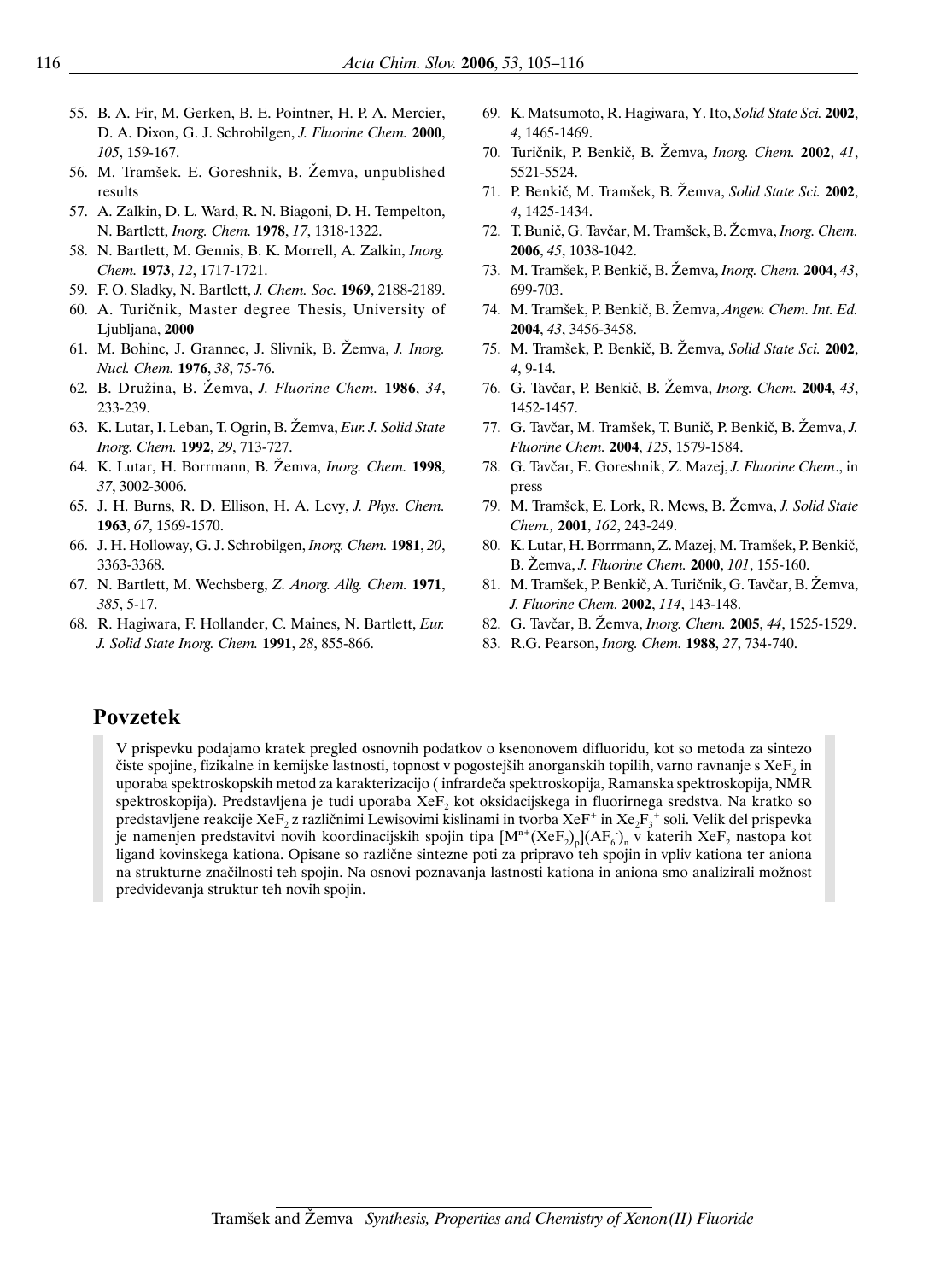55. B. A. Fir, M. Gerken, B. E. Pointner, H. P. A. Mercier, D. A. Dixon, G. J. Schrobilgen, *J. Fluorine Chem.* **2000**, *105*, 159-167.
56. M. Tramšek. E. Goreshnik, B. Žemva, unpublished results
57. A. Zalkin, D. L. Ward, R. N. Biagoni, D. H. Tempelton, N. Bartlett, *Inorg. Chem.* **1978**, *17*, 1318-1322.
58. N. Bartlett, M. Gennis, B. K. Morrell, A. Zalkin, *Inorg. Chem.* **1973**, *12*, 1717-1721.
59. F. O. Sladky, N. Bartlett, *J. Chem. Soc.* **1969**, 2188-2189.
60. A. Turičnik, Master degree Thesis, University of Ljubljana, **2000**
61. M. Bohinc, J. Grannec, J. Slivnik, B. Žemva, *J. Inorg. Nucl. Chem.* **1976**, *38*, 75-76.
62. B. Družina, B. Žemva, *J. Fluorine Chem.* **1986**, *34*, 233-239.
63. K. Lutar, I. Leban, T. Ogrin, B. Žemva, *Eur. J. Solid State Inorg. Chem.* **1992**, *29*, 713-727.
64. K. Lutar, H. Borrmann, B. Žemva, *Inorg. Chem.* **1998**, *37*, 3002-3006.
65. J. H. Burns, R. D. Ellison, H. A. Levy, *J. Phys. Chem.* **1963**, *67*, 1569-1570.
66. J. H. Holloway, G. J. Schrobilgen, *Inorg. Chem.* **1981**, *20*, 3363-3368.
67. N. Bartlett, M. Wechsberg, *Z. Anorg. Allg. Chem.* **1971**, *385*, 5-17.
68. R. Hagiwara, F. Hollander, C. Maines, N. Bartlett, *Eur. J. Solid State Inorg. Chem.* **1991**, *28*, 855-866.
69. K. Matsumoto, R. Hagiwara, Y. Ito, *Solid State Sci.* **2002**, *4*, 1465-1469.
70. Turičnik, P. Benkič, B. Žemva, *Inorg. Chem.* **2002**, *41*, 5521-5524.
71. P. Benkič, M. Tramšek, B. Žemva, *Solid State Sci.* **2002**, *4*, 1425-1434.
72. T. Bunič, G. Tavčar, M. Tramšek, B. Žemva, *Inorg. Chem.* **2006**, *45*, 1038-1042.
73. M. Tramšek, P. Benkič, B. Žemva, *Inorg. Chem.* **2004**, *43*, 699-703.
74. M. Tramšek, P. Benkič, B. Žemva, *Angew. Chem. Int. Ed.* **2004**, *43*, 3456-3458.
75. M. Tramšek, P. Benkič, B. Žemva, *Solid State Sci.* **2002**, *4*, 9-14.
76. G. Tavčar, P. Benkič, B. Žemva, *Inorg. Chem.* **2004**, *43*, 1452-1457.
77. G. Tavčar, M. Tramšek, T. Bunič, P. Benkič, B. Žemva, *J. Fluorine Chem.* **2004**, *125*, 1579-1584.
78. G. Tavčar, E. Goreshnik, Z. Mazej, *J. Fluorine Chem*., in press
79. M. Tramšek, E. Lork, R. Mews, B. Žemva, *J. Solid State Chem.,* **2001**, *162*, 243-249.
80. K. Lutar, H. Borrmann, Z. Mazej, M. Tramšek, P. Benkič, B. Žemva, *J. Fluorine Chem.* **2000**, *101*, 155-160.
81. M. Tramšek, P. Benkič, A. Turičnik, G. Tavčar, B. Žemva, *J. Fluorine Chem.* **2002**, *114*, 143-148.
82. G. Tavčar, B. Žemva, *Inorg. Chem.* **2005**, *44*, 1525-1529.
83. R.G. Pearson, *Inorg. Chem.* **1988**, *27*, 734-740.

## Povzetek

V prispevku podajamo kratek pregled osnovnih podatkov o ksenonovem difluoridu, kot so metoda za sintezo čiste spojine, fizikalne in kemijske lastnosti, topnost v pogostejših anorganskih topilih, varno ravnanje s $XeF_2$ in uporaba spektroskopskih metod za karakterizacijo ( infrardeča spektroskopija, Ramanska spektroskopija, NMR spektroskopija). Predstavljena je tudi uporaba $XeF_2$ kot oksidacijskega in fluorirnega sredstva. Na kratko so predstavljene reakcije $XeF_2$ z različnimi Lewisovimi kislinami in tvorba $XeF^+$ in $Xe_2F_3^+$ soli. Velik del prispevka je namenjen predstavitvi novih koordinacijskih spojin tipa $[M^{n+}(XeF_2)_p](AF_6^-)_n$ v katerih $XeF_2$ nastopa kot ligand kovinskega kationa. Opisane so različne sintezne poti za pripravo teh spojin in vpliv kationa ter aniona na strukturne značilnosti teh spojin. Na osnovi poznavanja lastnosti kationa in aniona smo analizirali možnost predvidevanja struktur teh novih spojin.